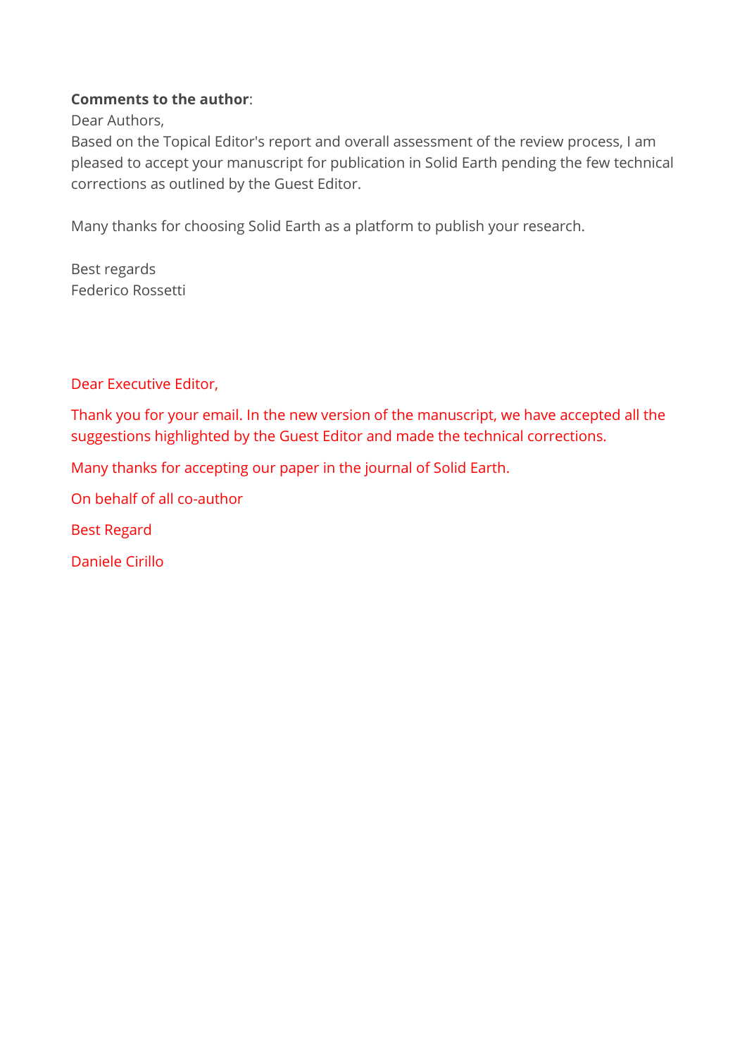**Comments to the author**:

Dear Authors,

Based on the Topical Editor's report and overall assessment of the review process, I am pleased to accept your manuscript for publication in Solid Earth pending the few technical corrections as outlined by the Guest Editor.

Many thanks for choosing Solid Earth as a platform to publish your research.

Best regards

Federico Rossetti

Dear Executive Editor,

Thank you for your email. In the new version of the manuscript, we have accepted all the suggestions highlighted by the Guest Editor and made the technical corrections.

Many thanks for accepting our paper in the journal of Solid Earth.

On behalf of all co-author

Best Regard

Daniele Cirillo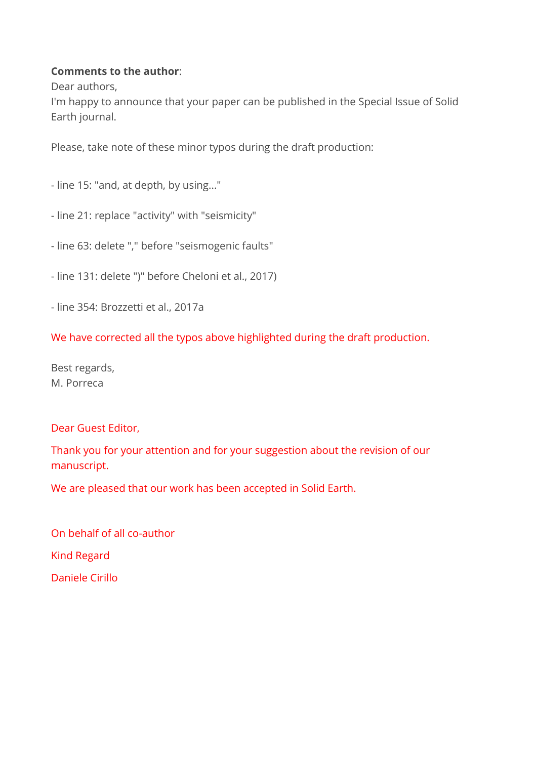**Comments to the author**:
Dear authors,
I'm happy to announce that your paper can be published in the Special Issue of Solid Earth journal.

Please, take note of these minor typos during the draft production:

- line 15: "and, at depth, by using..."

- line 21: replace "activity" with "seismicity"

- line 63: delete "," before "seismogenic faults"

- line 131: delete ")" before Cheloni et al., 2017)

- line 354: Brozzetti et al., 2017a

We have corrected all the typos above highlighted during the draft production.

Best regards,
M. Porreca

Dear Guest Editor,

Thank you for your attention and for your suggestion about the revision of our manuscript.

We are pleased that our work has been accepted in Solid Earth.

On behalf of all co-author

Kind Regard

Daniele Cirillo